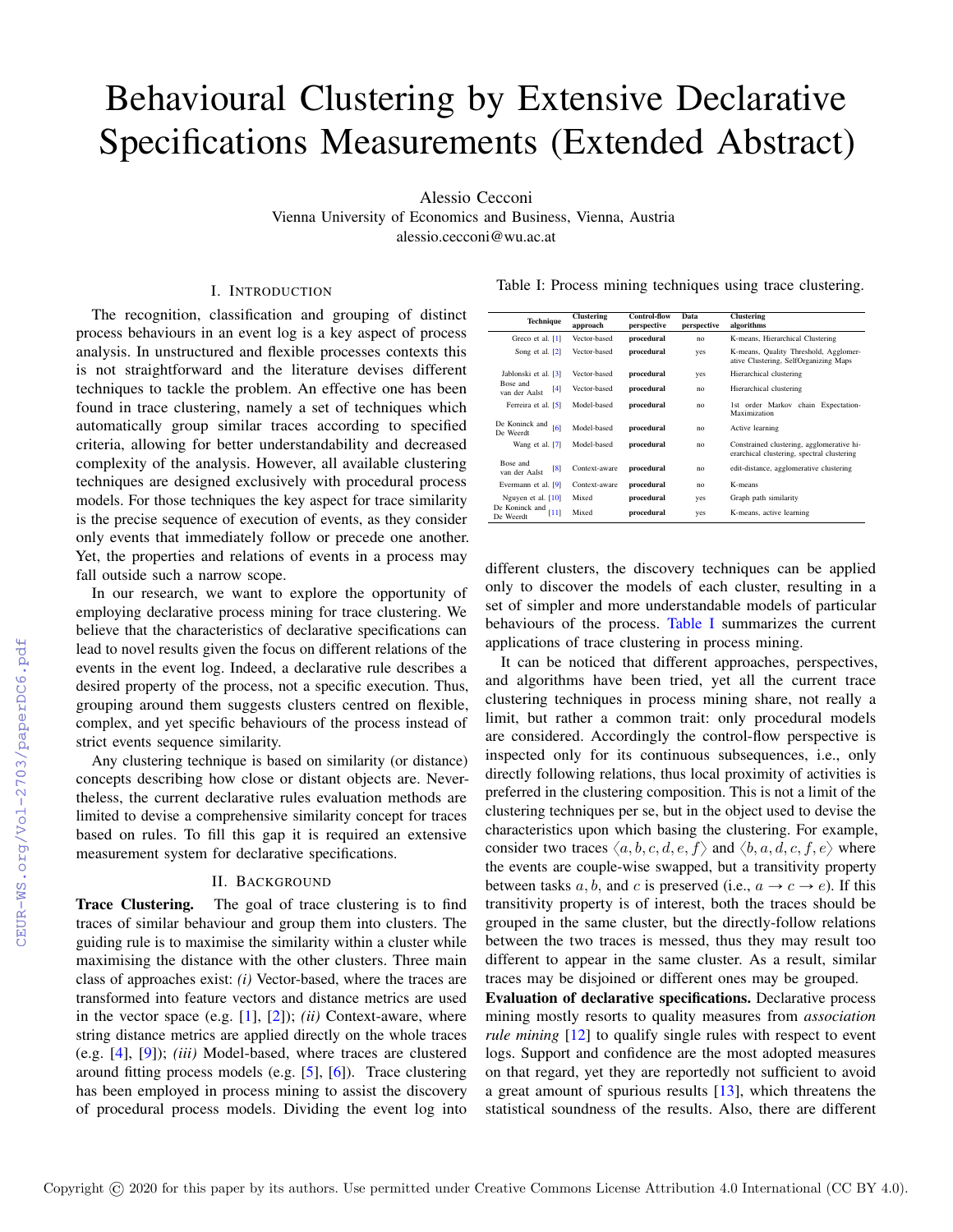# Behavioural Clustering by Extensive Declarative Specifications Measurements (Extended Abstract)

Alessio Cecconi
Vienna University of Economics and Business, Vienna, Austria
alessio.cecconi@wu.ac.at

## I. Introduction

The recognition, classification and grouping of distinct process behaviours in an event log is a key aspect of process analysis. In unstructured and flexible processes contexts this is not straightforward and the literature devises different techniques to tackle the problem. An effective one has been found in trace clustering, namely a set of techniques which automatically group similar traces according to specified criteria, allowing for better understandability and decreased complexity of the analysis. However, all available clustering techniques are designed exclusively with procedural process models. For those techniques the key aspect for trace similarity is the precise sequence of execution of events, as they consider only events that immediately follow or precede one another. Yet, the properties and relations of events in a process may fall outside such a narrow scope.

In our research, we want to explore the opportunity of employing declarative process mining for trace clustering. We believe that the characteristics of declarative specifications can lead to novel results given the focus on different relations of the events in the event log. Indeed, a declarative rule describes a desired property of the process, not a specific execution. Thus, grouping around them suggests clusters centred on flexible, complex, and yet specific behaviours of the process instead of strict events sequence similarity.

Any clustering technique is based on similarity (or distance) concepts describing how close or distant objects are. Nevertheless, the current declarative rules evaluation methods are limited to devise a comprehensive similarity concept for traces based on rules. To fill this gap it is required an extensive measurement system for declarative specifications.

## II. Background

**Trace Clustering.** The goal of trace clustering is to find traces of similar behaviour and group them into clusters. The guiding rule is to maximise the similarity within a cluster while maximising the distance with the other clusters. Three main class of approaches exist: *(i)* Vector-based, where the traces are transformed into feature vectors and distance metrics are used in the vector space (e.g. [1], [2]); *(ii)* Context-aware, where string distance metrics are applied directly on the whole traces (e.g. [4], [9]); *(iii)* Model-based, where traces are clustered around fitting process models (e.g. [5], [6]). Trace clustering has been employed in process mining to assist the discovery of procedural process models. Dividing the event log into different clusters, the discovery techniques can be applied only to discover the models of each cluster, resulting in a set of simpler and more understandable models of particular behaviours of the process. Table I summarizes the current applications of trace clustering in process mining.

Table I: Process mining techniques using trace clustering.

| Technique | Clustering approach | Control-flow perspective | Data perspective | Clustering algorithms |
|---|---|---|---|---|
| Greco et al. [1] | Vector-based | **procedural** | no | K-means, Hierarchical Clustering |
| Song et al. [2] | Vector-based | **procedural** | yes | K-means, Quality Threshold, Agglomerative Clustering, SelfOrganizing Maps |
| Jablonski et al. [3] | Vector-based | **procedural** | yes | Hierarchical clustering |
| Bose and van der Aalst [4] | Vector-based | **procedural** | no | Hierarchical clustering |
| Ferreira et al. [5] | Model-based | **procedural** | no | 1st order Markov chain Expectation-Maximization |
| De Koninck and De Weerdt [6] | Model-based | **procedural** | no | Active learning |
| Wang et al. [7] | Model-based | **procedural** | no | Constrained clustering, agglomerative hierarchical clustering, spectral clustering |
| Bose and van der Aalst [8] | Context-aware | **procedural** | no | edit-distance, agglomerative clustering |
| Evermann et al. [9] | Context-aware | **procedural** | no | K-means |
| Nguyen et al. [10] | Mixed | **procedural** | yes | Graph path similarity |
| De Koninck and De Weerdt [11] | Mixed | **procedural** | yes | K-means, active learning |

It can be noticed that different approaches, perspectives, and algorithms have been tried, yet all the current trace clustering techniques in process mining share, not really a limit, but rather a common trait: only procedural models are considered. Accordingly the control-flow perspective is inspected only for its continuous subsequences, i.e., only directly following relations, thus local proximity of activities is preferred in the clustering composition. This is not a limit of the clustering techniques per se, but in the object used to devise the characteristics upon which basing the clustering. For example, consider two traces $\langle a, b, c, d, e, f \rangle$ and $\langle b, a, d, c, f, e \rangle$ where the events are couple-wise swapped, but a transitivity property between tasks $a, b,$ and $c$ is preserved (i.e., $a \rightarrow c \rightarrow e$). If this transitivity property is of interest, both the traces should be grouped in the same cluster, but the directly-follow relations between the two traces is messed, thus they may result too different to appear in the same cluster. As a result, similar traces may be disjoined or different ones may be grouped.

**Evaluation of declarative specifications.** Declarative process mining mostly resorts to quality measures from *association rule mining* [12] to qualify single rules with respect to event logs. Support and confidence are the most adopted measures on that regard, yet they are reportedly not sufficient to avoid a great amount of spurious results [13], which threatens the statistical soundness of the results. Also, there are different

Copyright © 2020 for this paper by its authors. Use permitted under Creative Commons License Attribution 4.0 International (CC BY 4.0).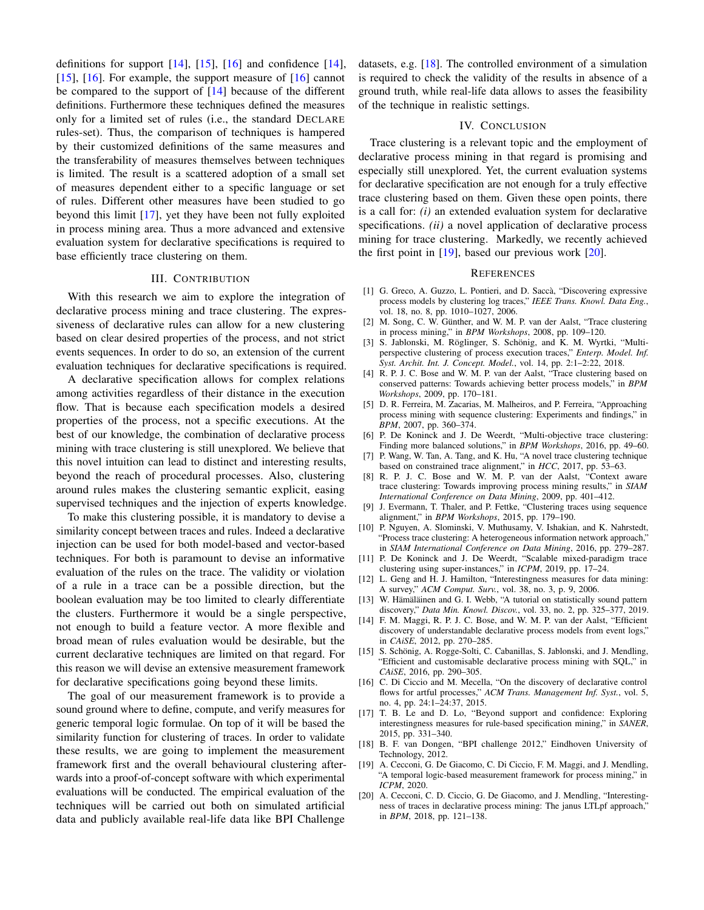definitions for support [14], [15], [16] and confidence [14], [15], [16]. For example, the support measure of [16] cannot be compared to the support of [14] because of the different definitions. Furthermore these techniques defined the measures only for a limited set of rules (i.e., the standard DECLARE rules-set). Thus, the comparison of techniques is hampered by their customized definitions of the same measures and the transferability of measures themselves between techniques is limited. The result is a scattered adoption of a small set of measures dependent either to a specific language or set of rules. Different other measures have been studied to go beyond this limit [17], yet they have been not fully exploited in process mining area. Thus a more advanced and extensive evaluation system for declarative specifications is required to base efficiently trace clustering on them.

## III. Contribution

With this research we aim to explore the integration of declarative process mining and trace clustering. The expressiveness of declarative rules can allow for a new clustering based on clear desired properties of the process, and not strict events sequences. In order to do so, an extension of the current evaluation techniques for declarative specifications is required.

A declarative specification allows for complex relations among activities regardless of their distance in the execution flow. That is because each specification models a desired properties of the process, not a specific executions. At the best of our knowledge, the combination of declarative process mining with trace clustering is still unexplored. We believe that this novel intuition can lead to distinct and interesting results, beyond the reach of procedural processes. Also, clustering around rules makes the clustering semantic explicit, easing supervised techniques and the injection of experts knowledge.

To make this clustering possible, it is mandatory to devise a similarity concept between traces and rules. Indeed a declarative injection can be used for both model-based and vector-based techniques. For both is paramount to devise an informative evaluation of the rules on the trace. The validity or violation of a rule in a trace can be a possible direction, but the boolean evaluation may be too limited to clearly differentiate the clusters. Furthermore it would be a single perspective, not enough to build a feature vector. A more flexible and broad mean of rules evaluation would be desirable, but the current declarative techniques are limited on that regard. For this reason we will devise an extensive measurement framework for declarative specifications going beyond these limits.

The goal of our measurement framework is to provide a sound ground where to define, compute, and verify measures for generic temporal logic formulae. On top of it will be based the similarity function for clustering of traces. In order to validate these results, we are going to implement the measurement framework first and the overall behavioural clustering afterwards into a proof-of-concept software with which experimental evaluations will be conducted. The empirical evaluation of the techniques will be carried out both on simulated artificial data and publicly available real-life data like BPI Challenge datasets, e.g. [18]. The controlled environment of a simulation is required to check the validity of the results in absence of a ground truth, while real-life data allows to asses the feasibility of the technique in realistic settings.

## IV. Conclusion

Trace clustering is a relevant topic and the employment of declarative process mining in that regard is promising and especially still unexplored. Yet, the current evaluation systems for declarative specification are not enough for a truly effective trace clustering based on them. Given these open points, there is a call for: *(i)* an extended evaluation system for declarative specifications. *(ii)* a novel application of declarative process mining for trace clustering. Markedly, we recently achieved the first point in [19], based our previous work [20].

## References

[1] G. Greco, A. Guzzo, L. Pontieri, and D. Saccà, "Discovering expressive process models by clustering log traces," *IEEE Trans. Knowl. Data Eng.*, vol. 18, no. 8, pp. 1010–1027, 2006.

[2] M. Song, C. W. Günther, and W. M. P. van der Aalst, "Trace clustering in process mining," in *BPM Workshops*, 2008, pp. 109–120.

[3] S. Jablonski, M. Röglinger, S. Schönig, and K. M. Wyrtki, "Multi-perspective clustering of process execution traces," *Enterp. Model. Inf. Syst. Archit. Int. J. Concept. Model.*, vol. 14, pp. 2:1–2:22, 2018.

[4] R. P. J. C. Bose and W. M. P. van der Aalst, "Trace clustering based on conserved patterns: Towards achieving better process models," in *BPM Workshops*, 2009, pp. 170–181.

[5] D. R. Ferreira, M. Zacarias, M. Malheiros, and P. Ferreira, "Approaching process mining with sequence clustering: Experiments and findings," in *BPM*, 2007, pp. 360–374.

[6] P. De Koninck and J. De Weerdt, "Multi-objective trace clustering: Finding more balanced solutions," in *BPM Workshops*, 2016, pp. 49–60.

[7] P. Wang, W. Tan, A. Tang, and K. Hu, "A novel trace clustering technique based on constrained trace alignment," in *HCC*, 2017, pp. 53–63.

[8] R. P. J. C. Bose and W. M. P. van der Aalst, "Context aware trace clustering: Towards improving process mining results," in *SIAM International Conference on Data Mining*, 2009, pp. 401–412.

[9] J. Evermann, T. Thaler, and P. Fettke, "Clustering traces using sequence alignment," in *BPM Workshops*, 2015, pp. 179–190.

[10] P. Nguyen, A. Slominski, V. Muthusamy, V. Ishakian, and K. Nahrstedt, "Process trace clustering: A heterogeneous information network approach," in *SIAM International Conference on Data Mining*, 2016, pp. 279–287.

[11] P. De Koninck and J. De Weerdt, "Scalable mixed-paradigm trace clustering using super-instances," in *ICPM*, 2019, pp. 17–24.

[12] L. Geng and H. J. Hamilton, "Interestingness measures for data mining: A survey," *ACM Comput. Surv.*, vol. 38, no. 3, p. 9, 2006.

[13] W. Hämäläinen and G. I. Webb, "A tutorial on statistically sound pattern discovery," *Data Min. Knowl. Discov.*, vol. 33, no. 2, pp. 325–377, 2019.

[14] F. M. Maggi, R. P. J. C. Bose, and W. M. P. van der Aalst, "Efficient discovery of understandable declarative process models from event logs," in *CAiSE*, 2012, pp. 270–285.

[15] S. Schönig, A. Rogge-Solti, C. Cabanillas, S. Jablonski, and J. Mendling, "Efficient and customisable declarative process mining with SQL," in *CAiSE*, 2016, pp. 290–305.

[16] C. Di Ciccio and M. Mecella, "On the discovery of declarative control flows for artful processes," *ACM Trans. Management Inf. Syst.*, vol. 5, no. 4, pp. 24:1–24:37, 2015.

[17] T. B. Le and D. Lo, "Beyond support and confidence: Exploring interestingness measures for rule-based specification mining," in *SANER*, 2015, pp. 331–340.

[18] B. F. van Dongen, "BPI challenge 2012," Eindhoven University of Technology, 2012.

[19] A. Cecconi, G. De Giacomo, C. Di Ciccio, F. M. Maggi, and J. Mendling, "A temporal logic-based measurement framework for process mining," in *ICPM*, 2020.

[20] A. Cecconi, C. D. Ciccio, G. De Giacomo, and J. Mendling, "Interestingness of traces in declarative process mining: The janus LTLpf approach," in *BPM*, 2018, pp. 121–138.